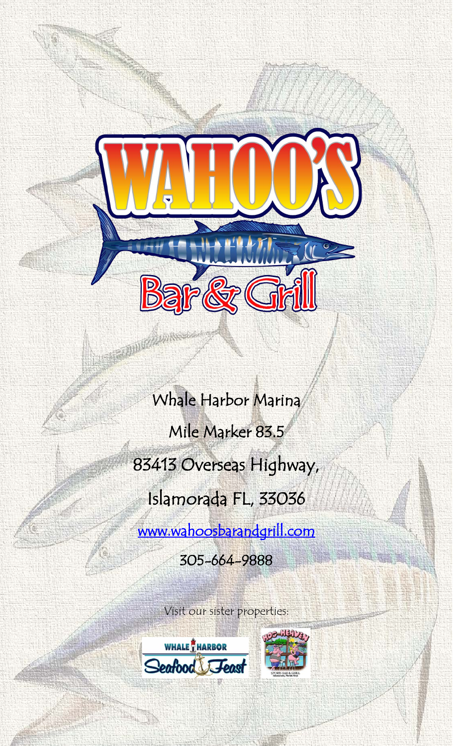# WAHOO'S

## Bar & Grill

Whale Harbor Marina

Mile Marker 83.5

83413 Overseas Highway,

Islamorada FL, 33036

www.wahoosbarandgrill.com

305-664-9888

Visit our sister properties:

Whale Harbor Seafood Feast

Hog Heaven Sports Bar & Grill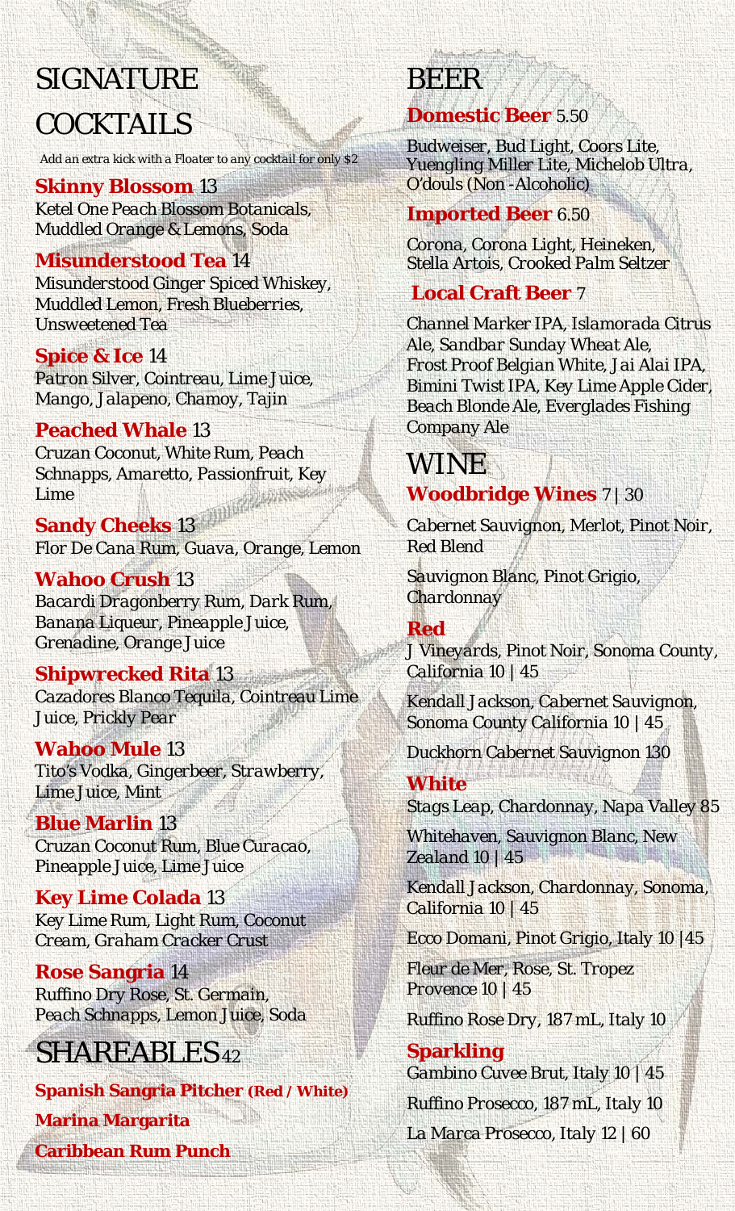# SIGNATURE COCKTAILS

Add an extra kick with a Floater to any cocktail for only $2

**Skinny Blossom** 13
Ketel One Peach Blossom Botanicals, Muddled Orange & Lemons, Soda

**Misunderstood Tea** 14
Misunderstood Ginger Spiced Whiskey, Muddled Lemon, Fresh Blueberries, Unsweetened Tea

**Spice & Ice** 14
Patron Silver, Cointreau, Lime Juice, Mango, Jalapeno, Chamoy, Tajin

**Peached Whale** 13
Cruzan Coconut, White Rum, Peach Schnapps, Amaretto, Passionfruit, Key Lime

**Sandy Cheeks** 13
Flor De Cana Rum, Guava, Orange, Lemon

**Wahoo Crush** 13
Bacardi Dragonberry Rum, Dark Rum, Banana Liqueur, Pineapple Juice, Grenadine, Orange Juice

**Shipwrecked Rita** 13
Cazadores Blanco Tequila, Cointreau Lime Juice, Prickly Pear

**Wahoo Mule** 13
Tito's Vodka, Gingerbeer, Strawberry, Lime Juice, Mint

**Blue Marlin** 13
Cruzan Coconut Rum, Blue Curacao, Pineapple Juice, Lime Juice

**Key Lime Colada** 13
Key Lime Rum, Light Rum, Coconut Cream, Graham Cracker Crust

**Rose Sangria** 14
Ruffino Dry Rose, St. Germain, Peach Schnapps, Lemon Juice, Soda

# SHAREABLES 42

**Spanish Sangria Pitcher (Red / White)**

**Marina Margarita**

**Caribbean Rum Punch**

# BEER

**Domestic Beer** 5.50
Budweiser, Bud Light, Coors Lite, Yuengling Miller Lite, Michelob Ultra, O'douls (Non -Alcoholic)

**Imported Beer** 6.50
Corona, Corona Light, Heineken, Stella Artois, Crooked Palm Seltzer

**Local Craft Beer** 7
Channel Marker IPA, Islamorada Citrus Ale, Sandbar Sunday Wheat Ale, Frost Proof Belgian White, Jai Alai IPA, Bimini Twist IPA, Key Lime Apple Cider, Beach Blonde Ale, Everglades Fishing Company Ale

# WINE

**Woodbridge Wines** 7 | 30
Cabernet Sauvignon, Merlot, Pinot Noir, Red Blend

Sauvignon Blanc, Pinot Grigio, Chardonnay

**Red**

J Vineyards, Pinot Noir, Sonoma County, California 10 | 45

Kendall Jackson, Cabernet Sauvignon, Sonoma County California 10 | 45

Duckhorn Cabernet Sauvignon 130

**White**

Stags Leap, Chardonnay, Napa Valley 85

Whitehaven, Sauvignon Blanc, New Zealand 10 | 45

Kendall Jackson, Chardonnay, Sonoma, California 10 | 45

Ecco Domani, Pinot Grigio, Italy 10 |45

Fleur de Mer, Rose, St. Tropez Provence 10 | 45

Ruffino Rose Dry, 187 mL, Italy 10

**Sparkling**

Gambino Cuvee Brut, Italy 10 | 45

Ruffino Prosecco, 187 mL, Italy 10

La Marca Prosecco, Italy 12 | 60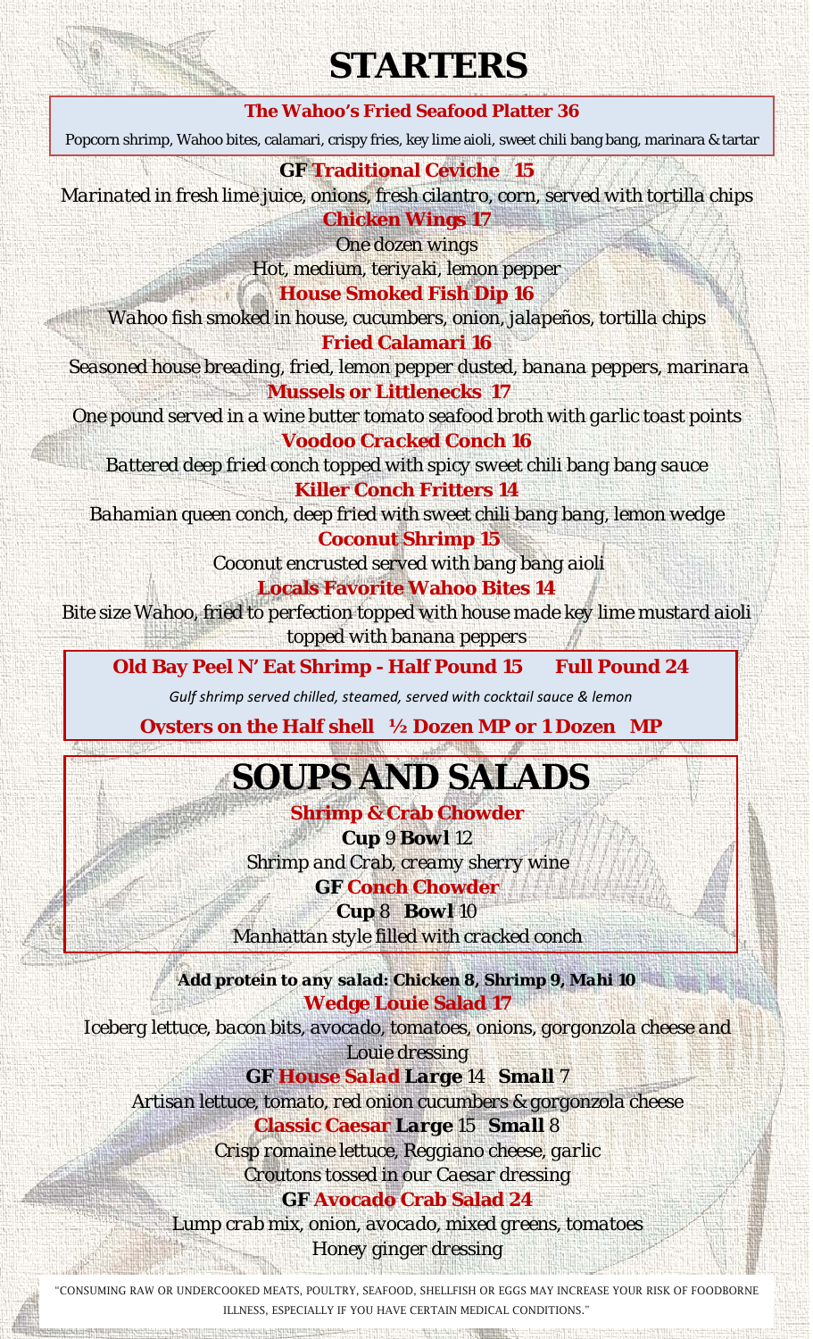# STARTERS

**The Wahoo's Fried Seafood Platter 36**

Popcorn shrimp, Wahoo bites, calamari, crispy fries, key lime aioli, sweet chili bang bang, marinara & tartar

**GF Traditional Ceviche 15**

*Marinated in fresh lime juice, onions, fresh cilantro, corn, served with tortilla chips*

**Chicken Wings 17**

*One dozen wings*

*Hot, medium, teriyaki, lemon pepper*

**House Smoked Fish Dip 16**

*Wahoo fish smoked in house, cucumbers, onion, jalapeños, tortilla chips*

**Fried Calamari 16**

*Seasoned house breading, fried, lemon pepper dusted, banana peppers, marinara*

**Mussels or Littlenecks 17**

*One pound served in a wine butter tomato seafood broth with garlic toast points*

**Voodoo Cracked Conch 16**

*Battered deep fried conch topped with spicy sweet chili bang bang sauce*

**Killer Conch Fritters 14**

*Bahamian queen conch, deep fried with sweet chili bang bang, lemon wedge*

**Coconut Shrimp 15**

*Coconut encrusted served with bang bang aioli*

**Locals Favorite Wahoo Bites 14**

*Bite size Wahoo, fried to perfection topped with house made key lime mustard aioli topped with banana peppers*

**Old Bay Peel N' Eat Shrimp - Half Pound 15 Full Pound 24**

*Gulf shrimp served chilled, steamed, served with cocktail sauce & lemon*

**Oysters on the Half shell ½ Dozen MP or 1 Dozen MP**

# SOUPS AND SALADS

**Shrimp & Crab Chowder**

**Cup** 9 **Bowl** 12

*Shrimp and Crab, creamy sherry wine*

**GF Conch Chowder**

**Cup** 8 **Bowl** 10

*Manhattan style filled with cracked conch*

**Add protein to any salad: Chicken 8, Shrimp 9, Mahi 10**

**Wedge Louie Salad 17**

*Iceberg lettuce, bacon bits, avocado, tomatoes, onions, gorgonzola cheese and Louie dressing*

**GF House Salad Large** 14 **Small** 7

*Artisan lettuce, tomato, red onion cucumbers & gorgonzola cheese*

**Classic Caesar Large** 15 **Small** 8

*Crisp romaine lettuce, Reggiano cheese, garlic Croutons tossed in our Caesar dressing*

**GF Avocado Crab Salad 24**

*Lump crab mix, onion, avocado, mixed greens, tomatoes Honey ginger dressing*

"CONSUMING RAW OR UNDERCOOKED MEATS, POULTRY, SEAFOOD, SHELLFISH OR EGGS MAY INCREASE YOUR RISK OF FOODBORNE ILLNESS, ESPECIALLY IF YOU HAVE CERTAIN MEDICAL CONDITIONS."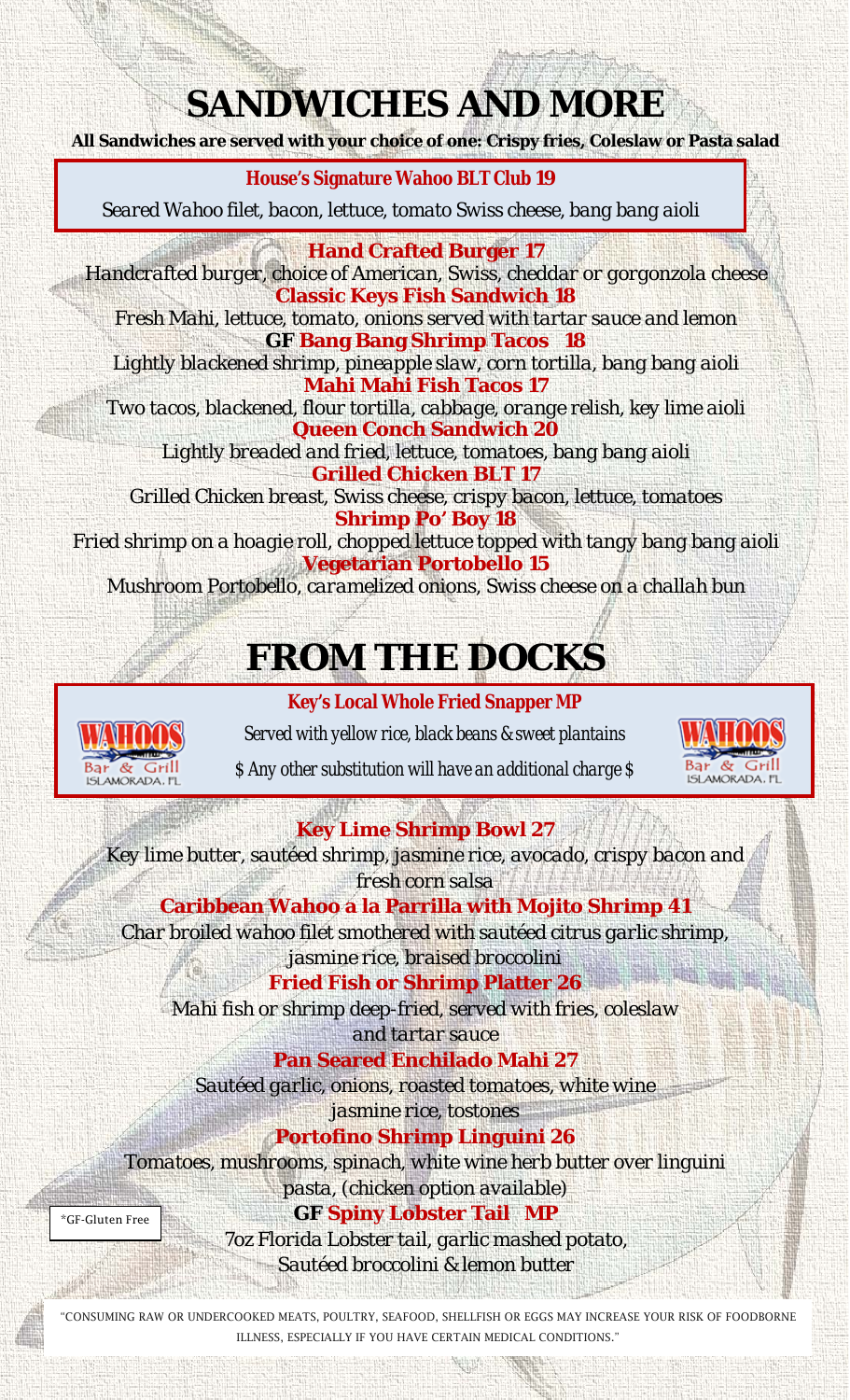# SANDWICHES AND MORE

**All Sandwiches are served with your choice of one: Crispy fries, Coleslaw or Pasta salad**

**House's Signature Wahoo BLT Club 19**

*Seared Wahoo filet, bacon, lettuce, tomato Swiss cheese, bang bang aioli*

**Hand Crafted Burger 17**

*Handcrafted burger, choice of American, Swiss, cheddar or gorgonzola cheese*

**Classic Keys Fish Sandwich 18**

*Fresh Mahi, lettuce, tomato, onions served with tartar sauce and lemon*

**GF Bang Bang Shrimp Tacos 18**

*Lightly blackened shrimp, pineapple slaw, corn tortilla, bang bang aioli*

**Mahi Mahi Fish Tacos 17**

*Two tacos, blackened, flour tortilla, cabbage, orange relish, key lime aioli*

**Queen Conch Sandwich 20**

*Lightly breaded and fried, lettuce, tomatoes, bang bang aioli*

**Grilled Chicken BLT 17**

*Grilled Chicken breast, Swiss cheese, crispy bacon, lettuce, tomatoes*

**Shrimp Po' Boy 18**

*Fried shrimp on a hoagie roll, chopped lettuce topped with tangy bang bang aioli*

**Vegetarian Portobello 15**

*Mushroom Portobello, caramelized onions, Swiss cheese on a challah bun*

# FROM THE DOCKS

WAHOOS Bar & Grill ISLAMORADA, FL

**Key's Local Whole Fried Snapper MP**

*Served with yellow rice, black beans & sweet plantains*

*$ Any other substitution will have an additional charge $*

WAHOOS Bar & Grill ISLAMORADA, FL

**Key Lime Shrimp Bowl 27**

*Key lime butter, sautéed shrimp, jasmine rice, avocado, crispy bacon and fresh corn salsa*

**Caribbean Wahoo a la Parrilla with Mojito Shrimp 41**

*Char broiled wahoo filet smothered with sautéed citrus garlic shrimp, jasmine rice, braised broccolini*

**Fried Fish or Shrimp Platter 26**

*Mahi fish or shrimp deep-fried, served with fries, coleslaw and tartar sauce*

**Pan Seared Enchilado Mahi 27**

*Sautéed garlic, onions, roasted tomatoes, white wine jasmine rice, tostones*

**Portofino Shrimp Linguini 26**

*Tomatoes, mushrooms, spinach, white wine herb butter over linguini pasta, (chicken option available)*

**GF Spiny Lobster Tail MP**

*7oz Florida Lobster tail, garlic mashed potato, Sautéed broccolini & lemon butter*

*GF-Gluten Free

"CONSUMING RAW OR UNDERCOOKED MEATS, POULTRY, SEAFOOD, SHELLFISH OR EGGS MAY INCREASE YOUR RISK OF FOODBORNE ILLNESS, ESPECIALLY IF YOU HAVE CERTAIN MEDICAL CONDITIONS."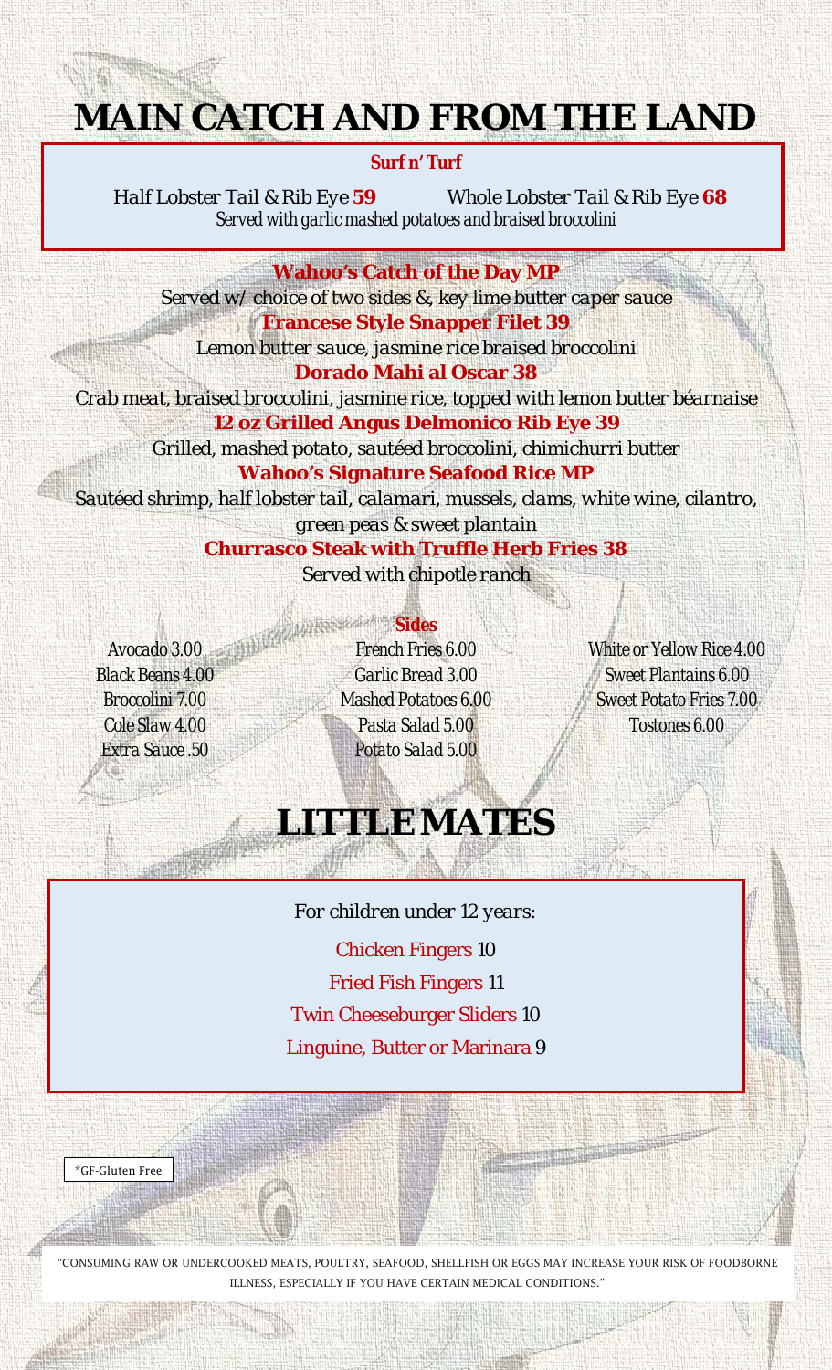# MAIN CATCH AND FROM THE LAND

**Surf n' Turf**

*Half Lobster Tail & Rib Eye* **59** *Whole Lobster Tail & Rib Eye* **68**

*Served with garlic mashed potatoes and braised broccolini*

**Wahoo's Catch of the Day MP**

Served w/ choice of two sides &, key lime butter caper sauce

**Francese Style Snapper Filet 39**

Lemon butter sauce, jasmine rice braised broccolini

**Dorado Mahi al Oscar 38**

Crab meat, braised broccolini, jasmine rice, topped with lemon butter béarnaise

**12 oz Grilled Angus Delmonico Rib Eye 39**

Grilled, mashed potato, sautéed broccolini, chimichurri butter

**Wahoo's Signature Seafood Rice MP**

Sautéed shrimp, half lobster tail, calamari, mussels, clams, white wine, cilantro, green peas & sweet plantain

**Churrasco Steak with Truffle Herb Fries 38**

Served with chipotle ranch

**Sides**

*Avocado 3.00*
*Black Beans 4.00*
*Broccolini 7.00*
*Cole Slaw 4.00*
*Extra Sauce .50*
*French Fries 6.00*
*Garlic Bread 3.00*
*Mashed Potatoes 6.00*
*Pasta Salad 5.00*
*Potato Salad 5.00*
*White or Yellow Rice 4.00*
*Sweet Plantains 6.00*
*Sweet Potato Fries 7.00*
*Tostones 6.00*

# LITTLE MATES

For children under 12 years:

Chicken Fingers 10

Fried Fish Fingers 11

Twin Cheeseburger Sliders 10

Linguine, Butter or Marinara 9

*GF-Gluten Free

"CONSUMING RAW OR UNDERCOOKED MEATS, POULTRY, SEAFOOD, SHELLFISH OR EGGS MAY INCREASE YOUR RISK OF FOODBORNE ILLNESS, ESPECIALLY IF YOU HAVE CERTAIN MEDICAL CONDITIONS."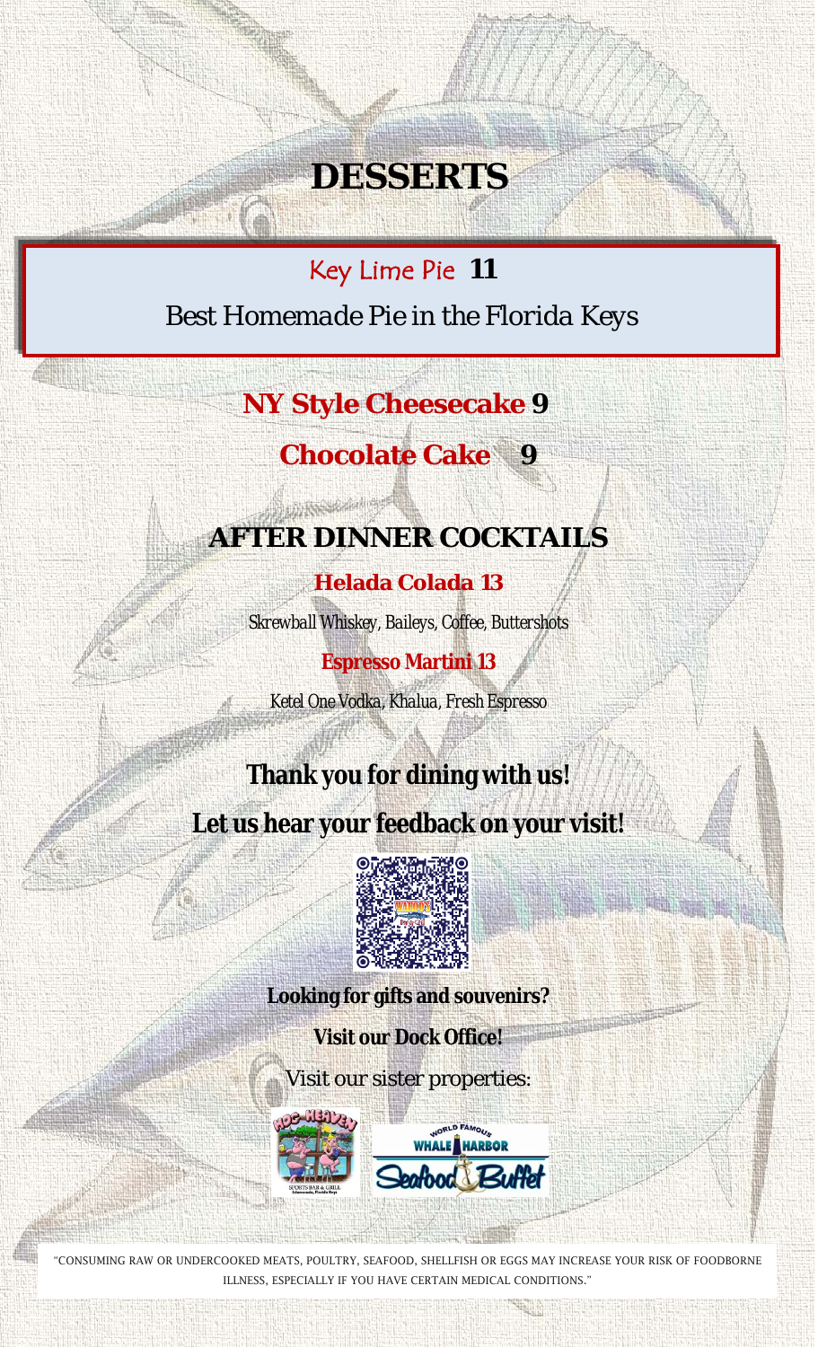# DESSERTS

**Key Lime Pie 11**

*Best Homemade Pie in the Florida Keys*

**NY Style Cheesecake 9**

**Chocolate Cake 9**

## AFTER DINNER COCKTAILS

**Helada Colada 13**

*Skrewball Whiskey, Baileys, Coffee, Buttershots*

**Espresso Martini 13**

*Ketel One Vodka, Khalua, Fresh Espresso*

**Thank you for dining with us!**

**Let us hear your feedback on your visit!**

**Looking for gifts and souvenirs?**

**Visit our Dock Office!**

Visit our sister properties:

"CONSUMING RAW OR UNDERCOOKED MEATS, POULTRY, SEAFOOD, SHELLFISH OR EGGS MAY INCREASE YOUR RISK OF FOODBORNE ILLNESS, ESPECIALLY IF YOU HAVE CERTAIN MEDICAL CONDITIONS."